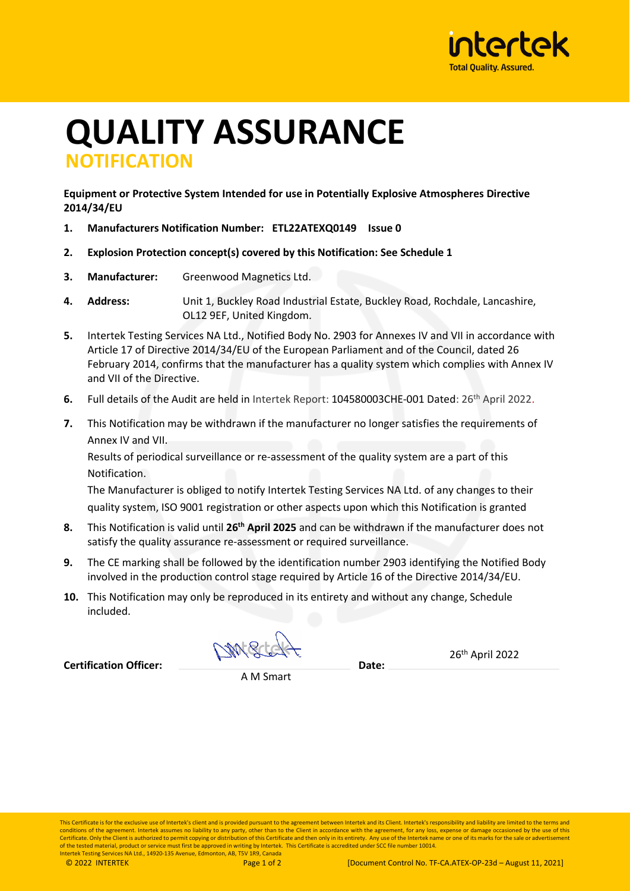# QUALITY ASSURANCE

## NOTIFICATION

**Equipment or Protective System Intended for use in Potentially Explosive Atmospheres Directive 2014/34/EU**

1. **Manufacturers Notification Number: ETL22ATEXQ0149 Issue 0**
2. **Explosion Protection concept(s) covered by this Notification: See Schedule 1**
3. **Manufacturer:** Greenwood Magnetics Ltd.
4. **Address:** Unit 1, Buckley Road Industrial Estate, Buckley Road, Rochdale, Lancashire, OL12 9EF, United Kingdom.
5. Intertek Testing Services NA Ltd., Notified Body No. 2903 for Annexes IV and VII in accordance with Article 17 of Directive 2014/34/EU of the European Parliament and of the Council, dated 26 February 2014, confirms that the manufacturer has a quality system which complies with Annex IV and VII of the Directive.
6. Full details of the Audit are held in Intertek Report: 104580003CHE-001 Dated: 26th April 2022.
7. This Notification may be withdrawn if the manufacturer no longer satisfies the requirements of Annex IV and VII.

   Results of periodical surveillance or re-assessment of the quality system are a part of this Notification.

   The Manufacturer is obliged to notify Intertek Testing Services NA Ltd. of any changes to their quality system, ISO 9001 registration or other aspects upon which this Notification is granted
8. This Notification is valid until **26th April 2025** and can be withdrawn if the manufacturer does not satisfy the quality assurance re-assessment or required surveillance.
9. The CE marking shall be followed by the identification number 2903 identifying the Notified Body involved in the production control stage required by Article 16 of the Directive 2014/34/EU.
10. This Notification may only be reproduced in its entirety and without any change, Schedule included.

**Certification Officer:** A M Smart **Date:** 26th April 2022

This Certificate is for the exclusive use of Intertek's client and is provided pursuant to the agreement between Intertek and its Client. Intertek's responsibility and liability are limited to the terms and conditions of the agreement. Intertek assumes no liability to any party, other than to the Client in accordance with the agreement, for any loss, expense or damage occasioned by the use of this Certificate. Only the Client is authorized to permit copying or distribution of this Certificate and then only in its entirety. Any use of the Intertek name or one of its marks for the sale or advertisement of the tested material, product or service must first be approved in writing by Intertek. This Certificate is accredited under SCC file number 10014.
Intertek Testing Services NA Ltd., 14920-135 Avenue, Edmonton, AB, T5V 1R9, Canada

© 2022 INTERTEK [Document Control No. TF-CA.ATEX-OP-23d – August 11, 2021]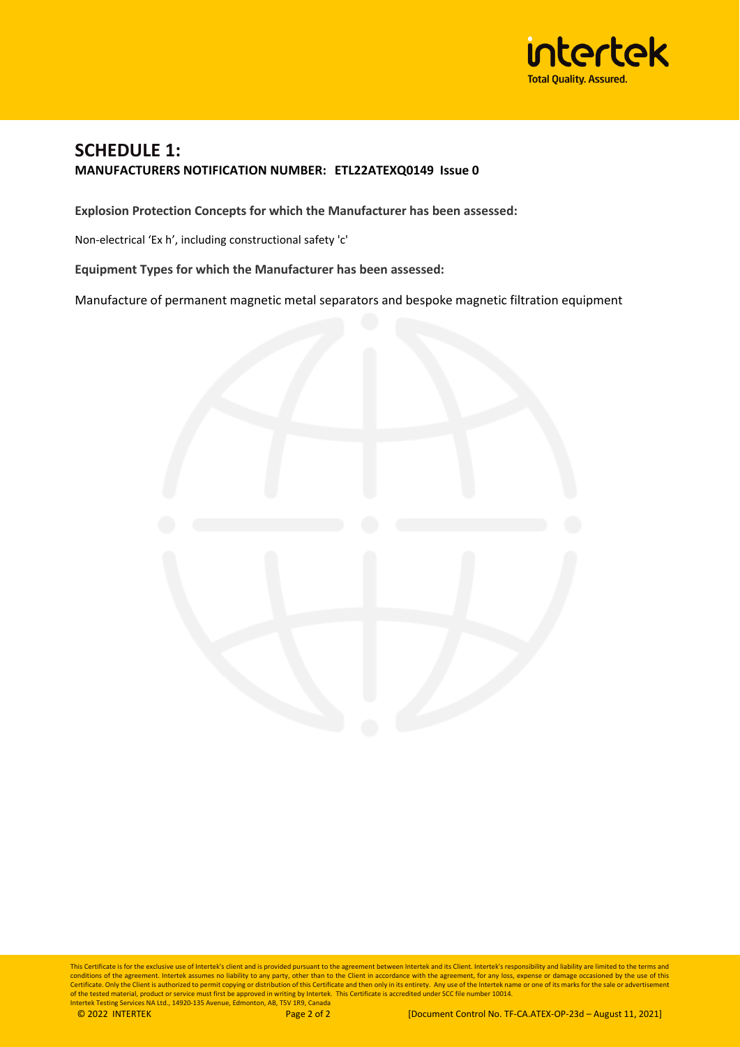## SCHEDULE 1:

**MANUFACTURERS NOTIFICATION NUMBER: ETL22ATEXQ0149 Issue 0**

**Explosion Protection Concepts for which the Manufacturer has been assessed:**

Non-electrical 'Ex h', including constructional safety 'c'

**Equipment Types for which the Manufacturer has been assessed:**

Manufacture of permanent magnetic metal separators and bespoke magnetic filtration equipment

This Certificate is for the exclusive use of Intertek's client and is provided pursuant to the agreement between Intertek and its Client. Intertek's responsibility and liability are limited to the terms and conditions of the agreement. Intertek assumes no liability to any party, other than to the Client in accordance with the agreement, for any loss, expense or damage occasioned by the use of this Certificate. Only the Client is authorized to permit copying or distribution of this Certificate and then only in its entirety. Any use of the Intertek name or one of its marks for the sale or advertisement of the tested material, product or service must first be approved in writing by Intertek. This Certificate is accredited under SCC file number 10014.
Intertek Testing Services NA Ltd., 14920-135 Avenue, Edmonton, AB, T5V 1R9, Canada

© 2022 INTERTEK [Document Control No. TF-CA.ATEX-OP-23d – August 11, 2021]